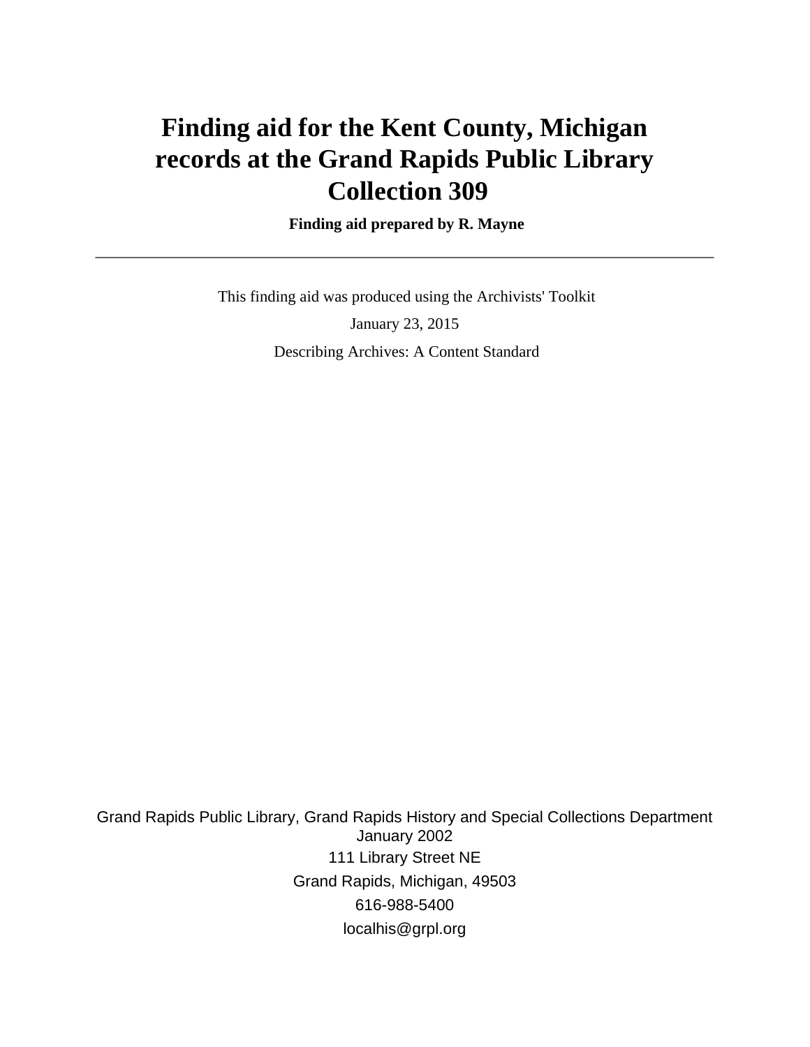# Finding aid for the Kent County, Michigan records at the Grand Rapids Public Library Collection 309

**Finding aid prepared by R. Mayne**

---

This finding aid was produced using the Archivists' Toolkit

January 23, 2015

Describing Archives: A Content Standard

Grand Rapids Public Library, Grand Rapids History and Special Collections Department
January 2002

111 Library Street NE

Grand Rapids, Michigan, 49503

616-988-5400

localhis@grpl.org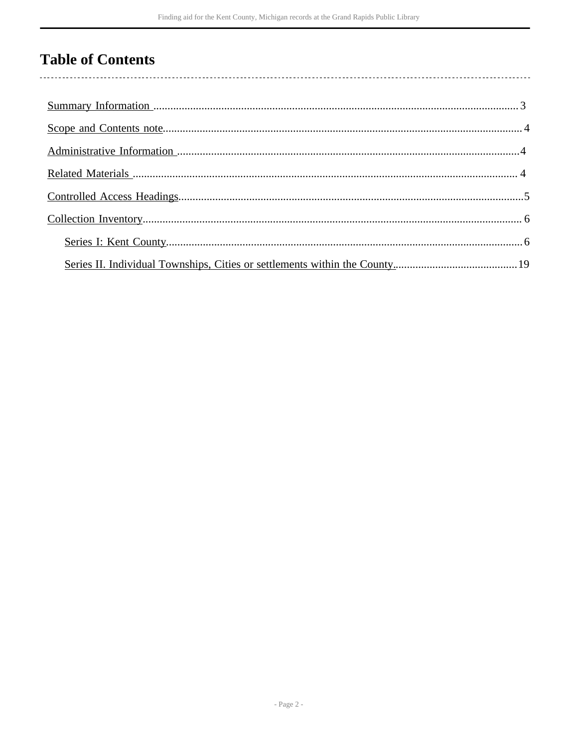# Table of Contents

- Summary Information .................................................. 3
- Scope and Contents note .................................................. 4
- Administrative Information .................................................. 4
- Related Materials .................................................. 4
- Controlled Access Headings .................................................. 5
- Collection Inventory .................................................. 6
    - Series I: Kent County .................................................. 6
    - Series II. Individual Townships, Cities or settlements within the County. .................................................. 19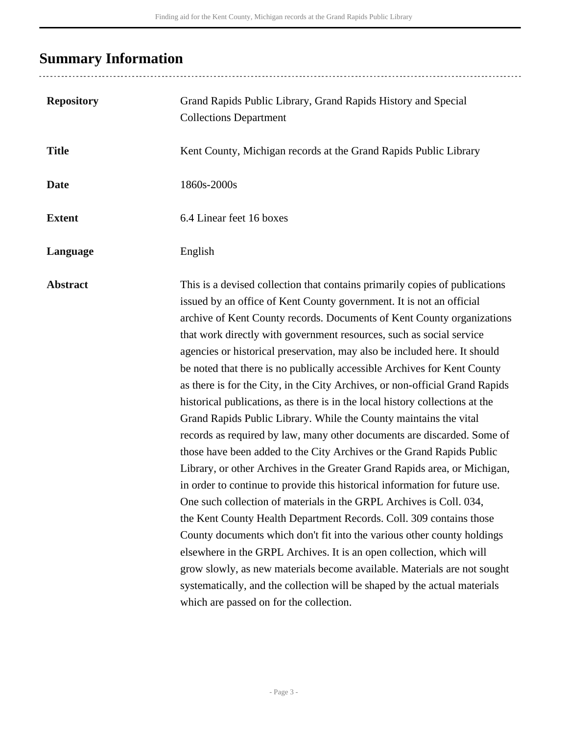## Summary Information

| | |
|---|---|
| **Repository** | Grand Rapids Public Library, Grand Rapids History and Special Collections Department |
| **Title** | Kent County, Michigan records at the Grand Rapids Public Library |
| **Date** | 1860s-2000s |
| **Extent** | 6.4 Linear feet 16 boxes |
| **Language** | English |
| **Abstract** | This is a devised collection that contains primarily copies of publications issued by an office of Kent County government. It is not an official archive of Kent County records. Documents of Kent County organizations that work directly with government resources, such as social service agencies or historical preservation, may also be included here. It should be noted that there is no publically accessible Archives for Kent County as there is for the City, in the City Archives, or non-official Grand Rapids historical publications, as there is in the local history collections at the Grand Rapids Public Library. While the County maintains the vital records as required by law, many other documents are discarded. Some of those have been added to the City Archives or the Grand Rapids Public Library, or other Archives in the Greater Grand Rapids area, or Michigan, in order to continue to provide this historical information for future use. One such collection of materials in the GRPL Archives is Coll. 034, the Kent County Health Department Records. Coll. 309 contains those County documents which don't fit into the various other county holdings elsewhere in the GRPL Archives. It is an open collection, which will grow slowly, as new materials become available. Materials are not sought systematically, and the collection will be shaped by the actual materials which are passed on for the collection. |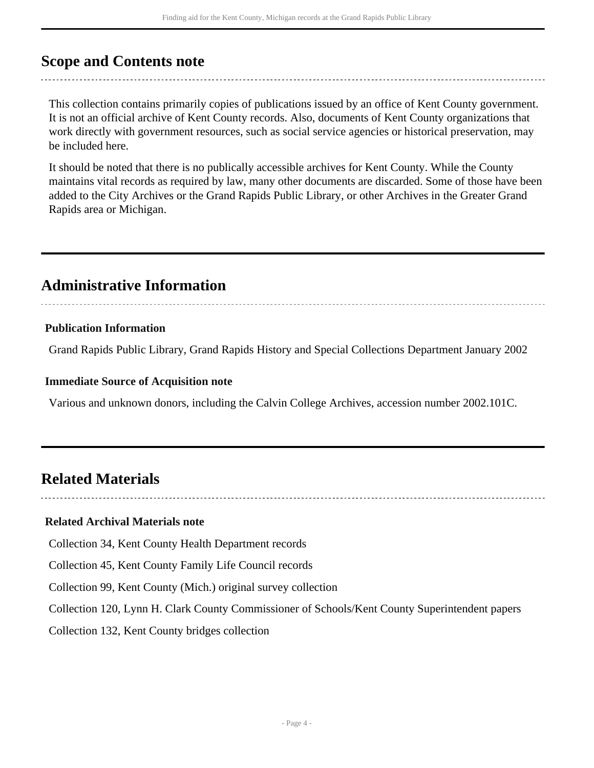## Scope and Contents note

This collection contains primarily copies of publications issued by an office of Kent County government. It is not an official archive of Kent County records. Also, documents of Kent County organizations that work directly with government resources, such as social service agencies or historical preservation, may be included here.

It should be noted that there is no publically accessible archives for Kent County. While the County maintains vital records as required by law, many other documents are discarded. Some of those have been added to the City Archives or the Grand Rapids Public Library, or other Archives in the Greater Grand Rapids area or Michigan.

## Administrative Information

### Publication Information

Grand Rapids Public Library, Grand Rapids History and Special Collections Department January 2002

### Immediate Source of Acquisition note

Various and unknown donors, including the Calvin College Archives, accession number 2002.101C.

## Related Materials

### Related Archival Materials note

Collection 34, Kent County Health Department records

Collection 45, Kent County Family Life Council records

Collection 99, Kent County (Mich.) original survey collection

Collection 120, Lynn H. Clark County Commissioner of Schools/Kent County Superintendent papers

Collection 132, Kent County bridges collection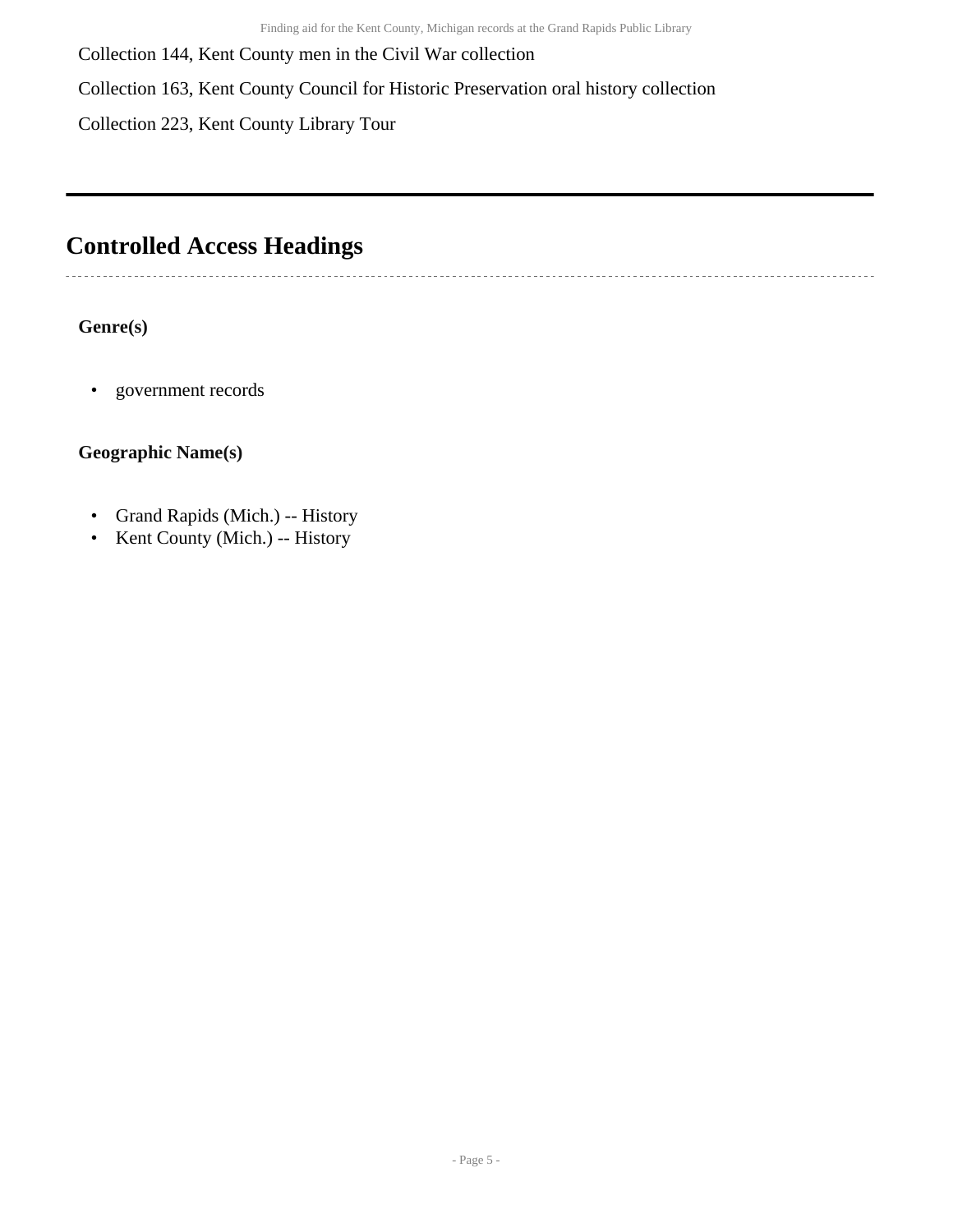Collection 144, Kent County men in the Civil War collection

Collection 163, Kent County Council for Historic Preservation oral history collection

Collection 223, Kent County Library Tour

---

## Controlled Access Headings

**Genre(s)**

- government records

**Geographic Name(s)**

- Grand Rapids (Mich.) -- History
- Kent County (Mich.) -- History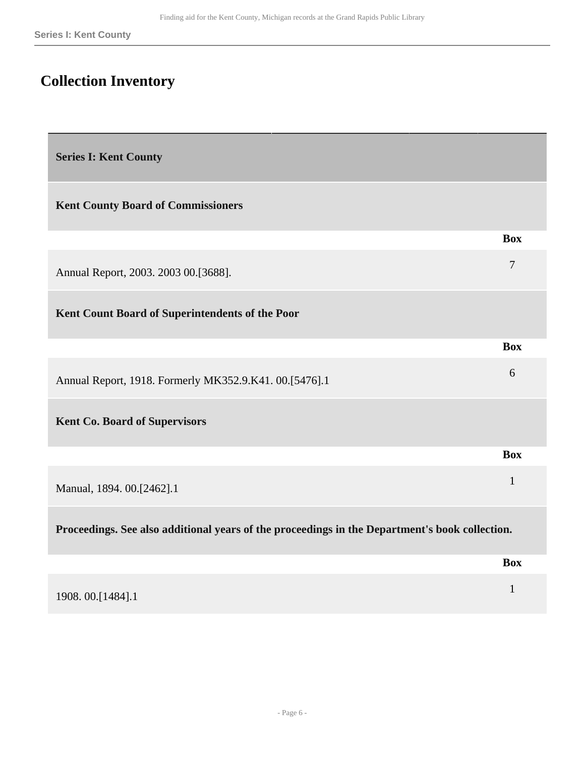# Collection Inventory

## Series I: Kent County

### Kent County Board of Commissioners

| | Box |
|---|---|
| Annual Report, 2003. 2003 00.[3688]. | 7 |

### Kent Count Board of Superintendents of the Poor

| | Box |
|---|---|
| Annual Report, 1918. Formerly MK352.9.K41. 00.[5476].1 | 6 |

### Kent Co. Board of Supervisors

| | Box |
|---|---|
| Manual, 1894. 00.[2462].1 | 1 |

#### Proceedings. See also additional years of the proceedings in the Department's book collection.

| | Box |
|---|---|
| 1908. 00.[1484].1 | 1 |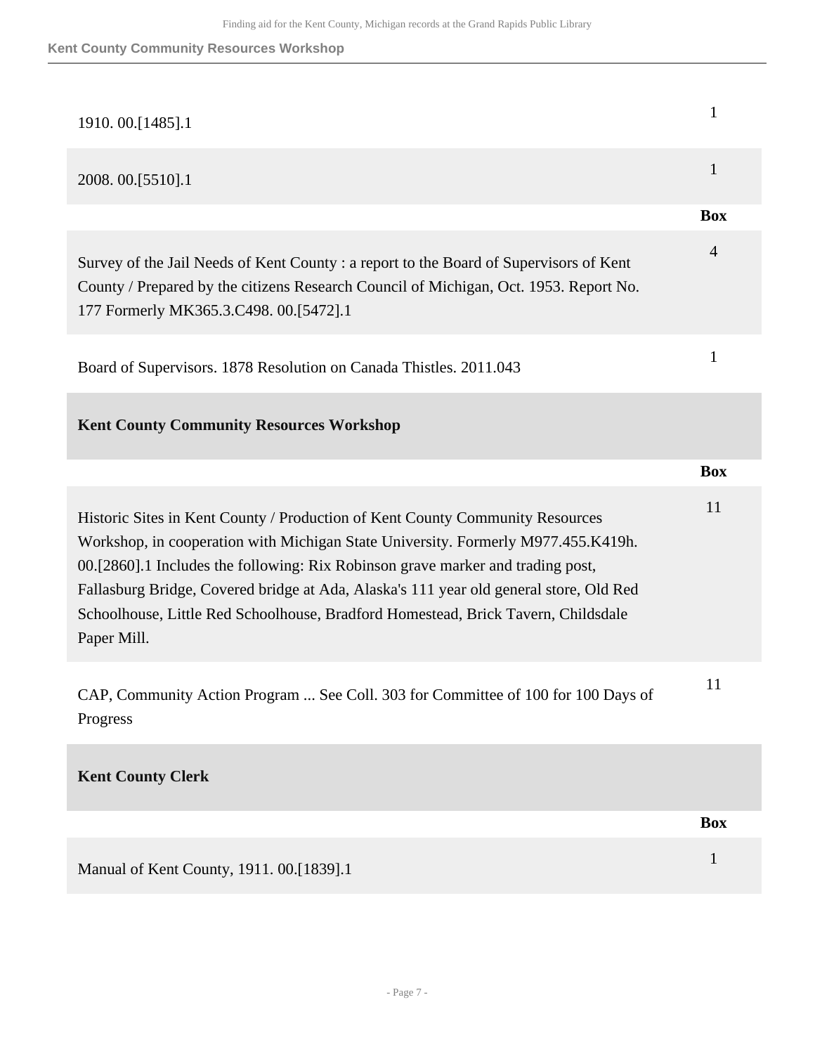| | |
|---|---|
| 1910. 00.[1485].1 | 1 |
| 2008. 00.[5510].1 | 1 |

| | Box |
|---|---|
| Survey of the Jail Needs of Kent County : a report to the Board of Supervisors of Kent County / Prepared by the citizens Research Council of Michigan, Oct. 1953. Report No. 177 Formerly MK365.3.C498. 00.[5472].1 | 4 |
| Board of Supervisors. 1878 Resolution on Canada Thistles. 2011.043 | 1 |

### Kent County Community Resources Workshop

| | Box |
|---|---|
| Historic Sites in Kent County / Production of Kent County Community Resources Workshop, in cooperation with Michigan State University. Formerly M977.455.K419h. 00.[2860].1 Includes the following: Rix Robinson grave marker and trading post, Fallasburg Bridge, Covered bridge at Ada, Alaska's 111 year old general store, Old Red Schoolhouse, Little Red Schoolhouse, Bradford Homestead, Brick Tavern, Childsdale Paper Mill. | 11 |
| CAP, Community Action Program ... See Coll. 303 for Committee of 100 for 100 Days of Progress | 11 |

### Kent County Clerk

| | Box |
|---|---|
| Manual of Kent County, 1911. 00.[1839].1 | 1 |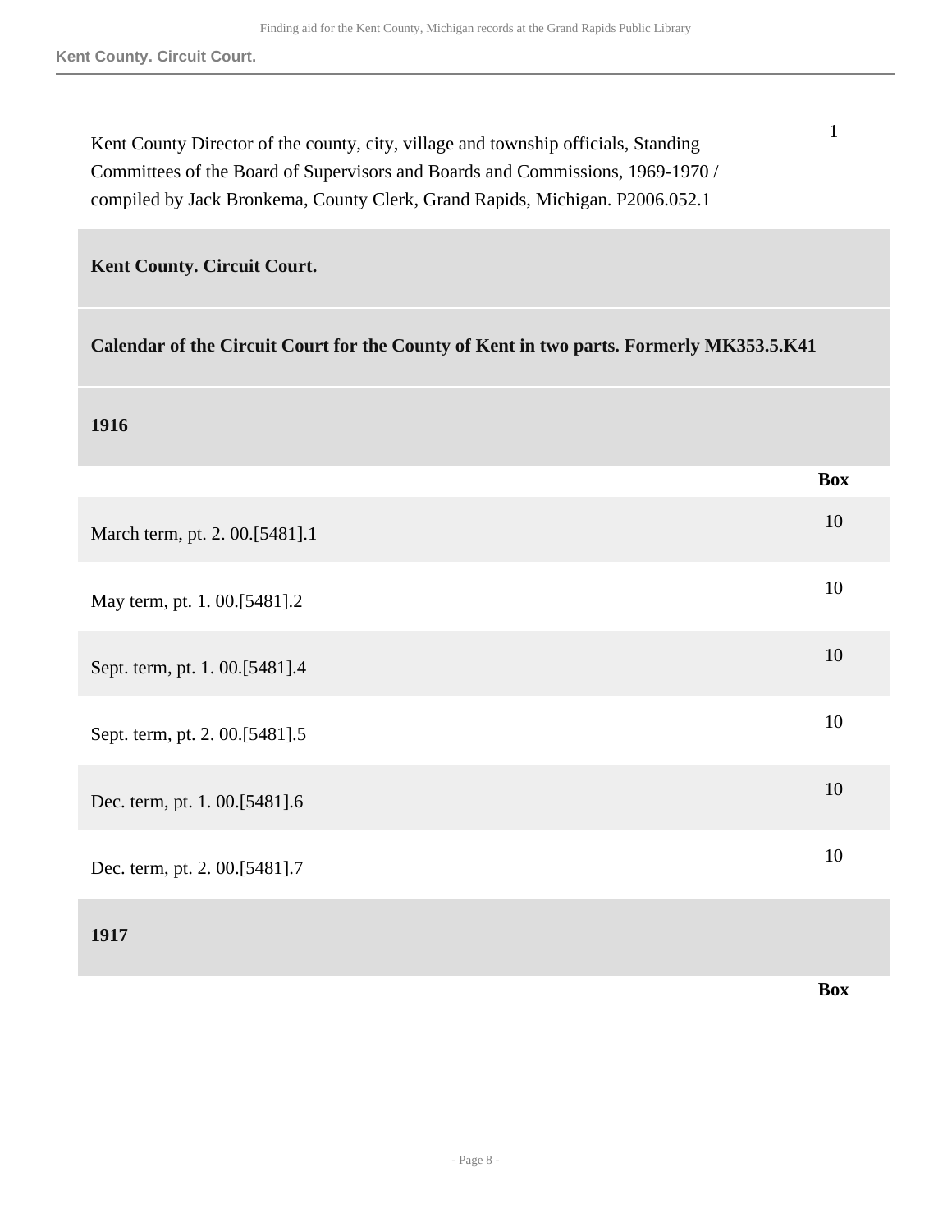| | Box |
|---|---|
| Kent County Director of the county, city, village and township officials, Standing Committees of the Board of Supervisors and Boards and Commissions, 1969-1970 / compiled by Jack Bronkema, County Clerk, Grand Rapids, Michigan. P2006.052.1 | 1 |

## Kent County. Circuit Court.

### Calendar of the Circuit Court for the County of Kent in two parts. Formerly MK353.5.K41

#### 1916

| | Box |
|---|---|
| March term, pt. 2. 00.[5481].1 | 10 |
| May term, pt. 1. 00.[5481].2 | 10 |
| Sept. term, pt. 1. 00.[5481].4 | 10 |
| Sept. term, pt. 2. 00.[5481].5 | 10 |
| Dec. term, pt. 1. 00.[5481].6 | 10 |
| Dec. term, pt. 2. 00.[5481].7 | 10 |

#### 1917

| | Box |
|---|---|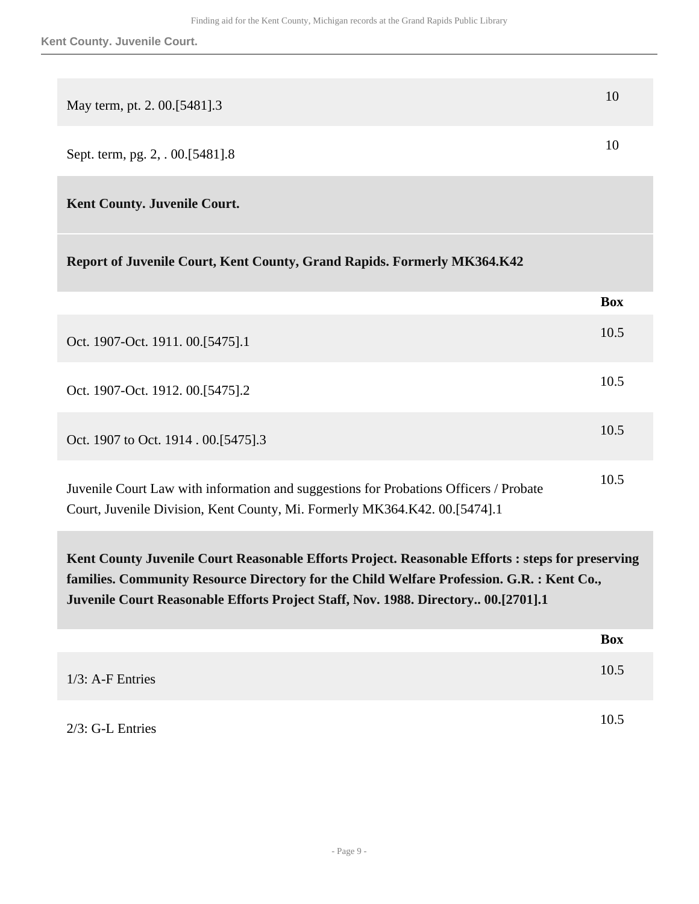| | |
|---|---|
| May term, pt. 2. 00.[5481].3 | 10 |
| Sept. term, pg. 2, . 00.[5481].8 | 10 |

**Kent County. Juvenile Court.**

**Report of Juvenile Court, Kent County, Grand Rapids. Formerly MK364.K42**

| | Box |
|---|---|
| Oct. 1907-Oct. 1911. 00.[5475].1 | 10.5 |
| Oct. 1907-Oct. 1912. 00.[5475].2 | 10.5 |
| Oct. 1907 to Oct. 1914 . 00.[5475].3 | 10.5 |
| Juvenile Court Law with information and suggestions for Probations Officers / Probate Court, Juvenile Division, Kent County, Mi. Formerly MK364.K42. 00.[5474].1 | 10.5 |

**Kent County Juvenile Court Reasonable Efforts Project. Reasonable Efforts : steps for preserving families. Community Resource Directory for the Child Welfare Profession. G.R. : Kent Co., Juvenile Court Reasonable Efforts Project Staff, Nov. 1988. Directory.. 00.[2701].1**

| | Box |
|---|---|
| 1/3: A-F Entries | 10.5 |
| 2/3: G-L Entries | 10.5 |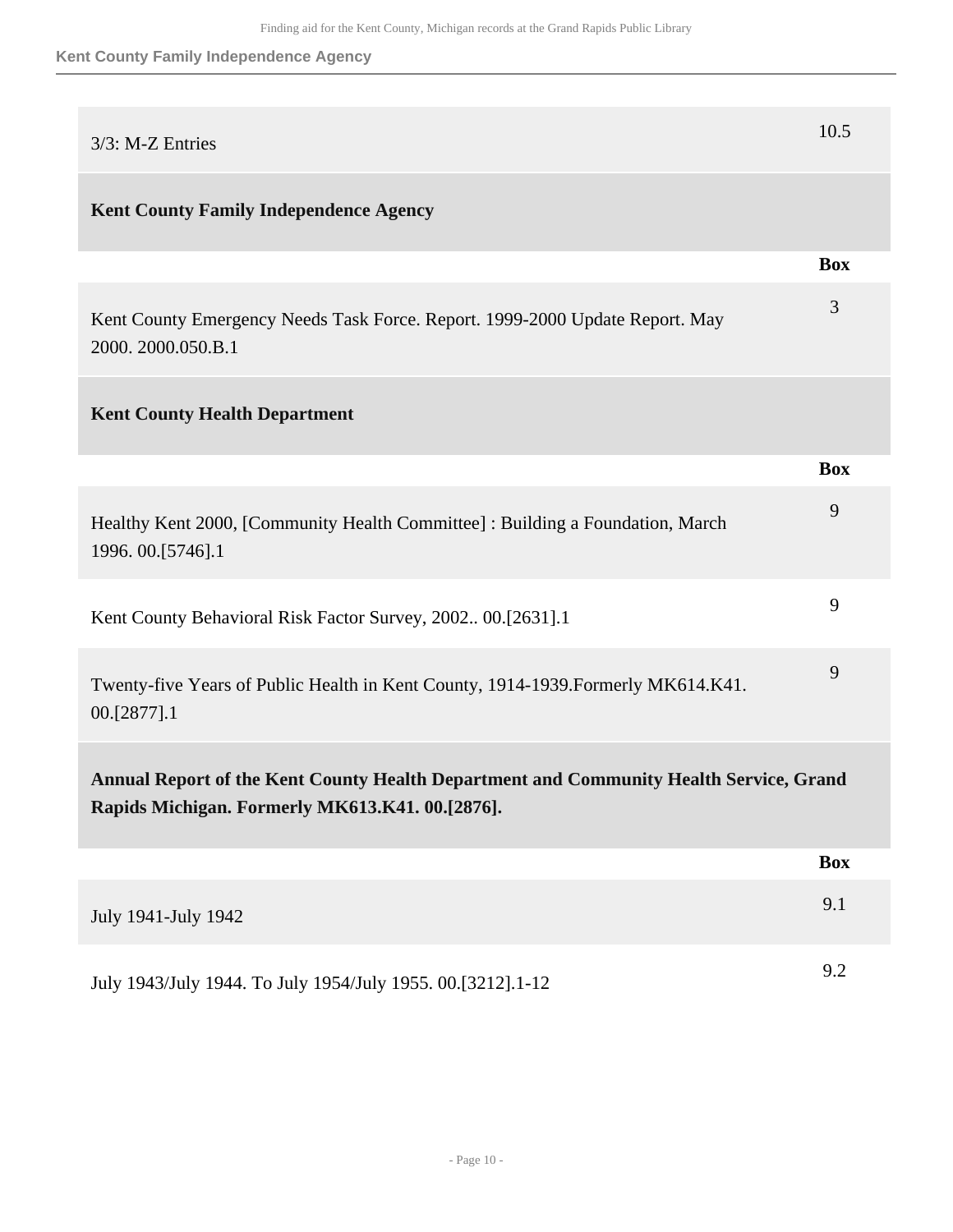| | |
|---|---|
| 3/3: M-Z Entries | 10.5 |

## Kent County Family Independence Agency

| | Box |
|---|---|
| Kent County Emergency Needs Task Force. Report. 1999-2000 Update Report. May 2000. 2000.050.B.1 | 3 |

## Kent County Health Department

| | Box |
|---|---|
| Healthy Kent 2000, [Community Health Committee] : Building a Foundation, March 1996. 00.[5746].1 | 9 |
| Kent County Behavioral Risk Factor Survey, 2002.. 00.[2631].1 | 9 |
| Twenty-five Years of Public Health in Kent County, 1914-1939.Formerly MK614.K41. 00.[2877].1 | 9 |

### Annual Report of the Kent County Health Department and Community Health Service, Grand Rapids Michigan. Formerly MK613.K41. 00.[2876].

| | Box |
|---|---|
| July 1941-July 1942 | 9.1 |
| July 1943/July 1944. To July 1954/July 1955. 00.[3212].1-12 | 9.2 |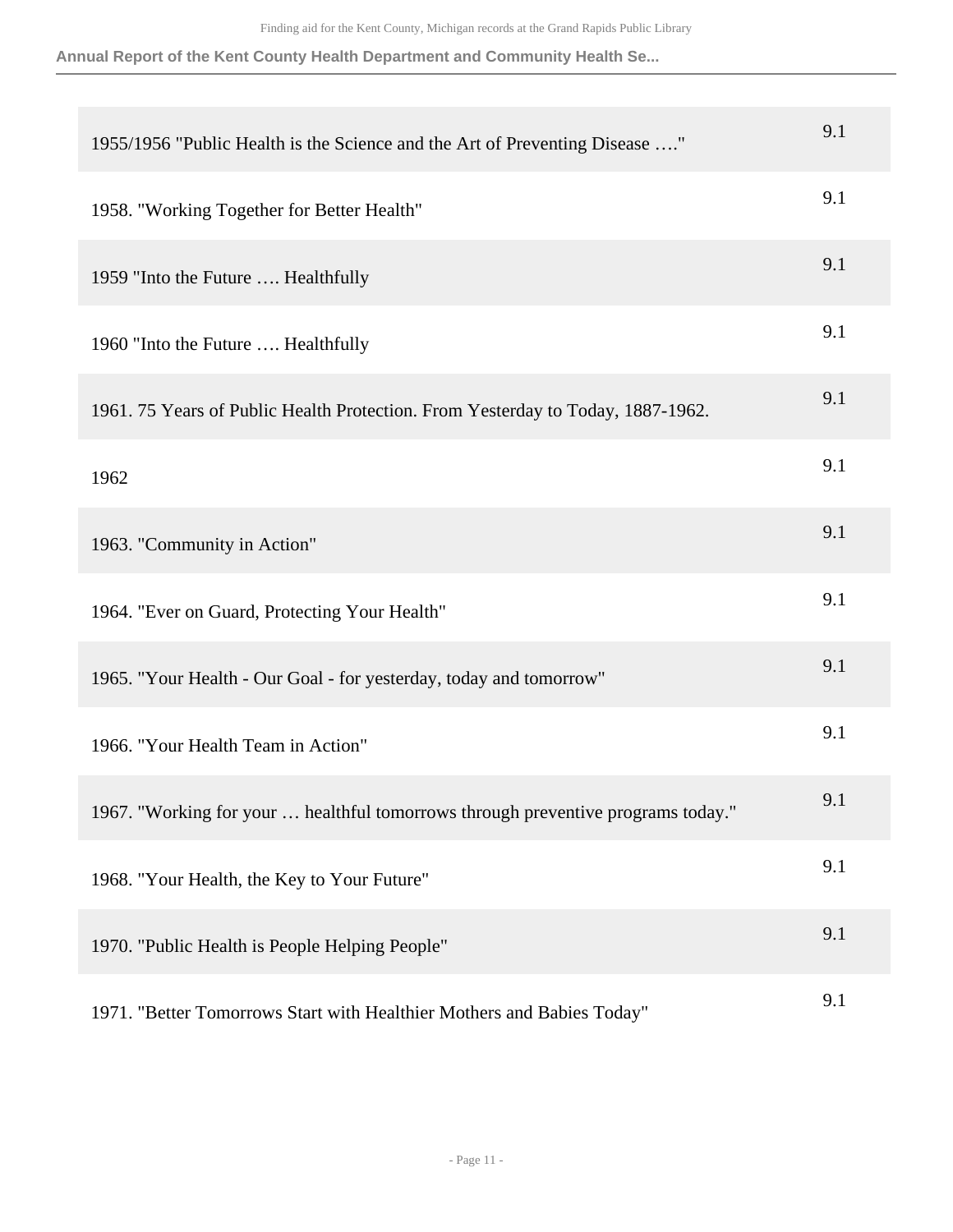| | |
|---|---|
| 1955/1956 "Public Health is the Science and the Art of Preventing Disease …." | 9.1 |
| 1958. "Working Together for Better Health" | 9.1 |
| 1959 "Into the Future …. Healthfully | 9.1 |
| 1960 "Into the Future …. Healthfully | 9.1 |
| 1961. 75 Years of Public Health Protection. From Yesterday to Today, 1887-1962. | 9.1 |
| 1962 | 9.1 |
| 1963. "Community in Action" | 9.1 |
| 1964. "Ever on Guard, Protecting Your Health" | 9.1 |
| 1965. "Your Health - Our Goal - for yesterday, today and tomorrow" | 9.1 |
| 1966. "Your Health Team in Action" | 9.1 |
| 1967. "Working for your … healthful tomorrows through preventive programs today." | 9.1 |
| 1968. "Your Health, the Key to Your Future" | 9.1 |
| 1970. "Public Health is People Helping People" | 9.1 |
| 1971. "Better Tomorrows Start with Healthier Mothers and Babies Today" | 9.1 |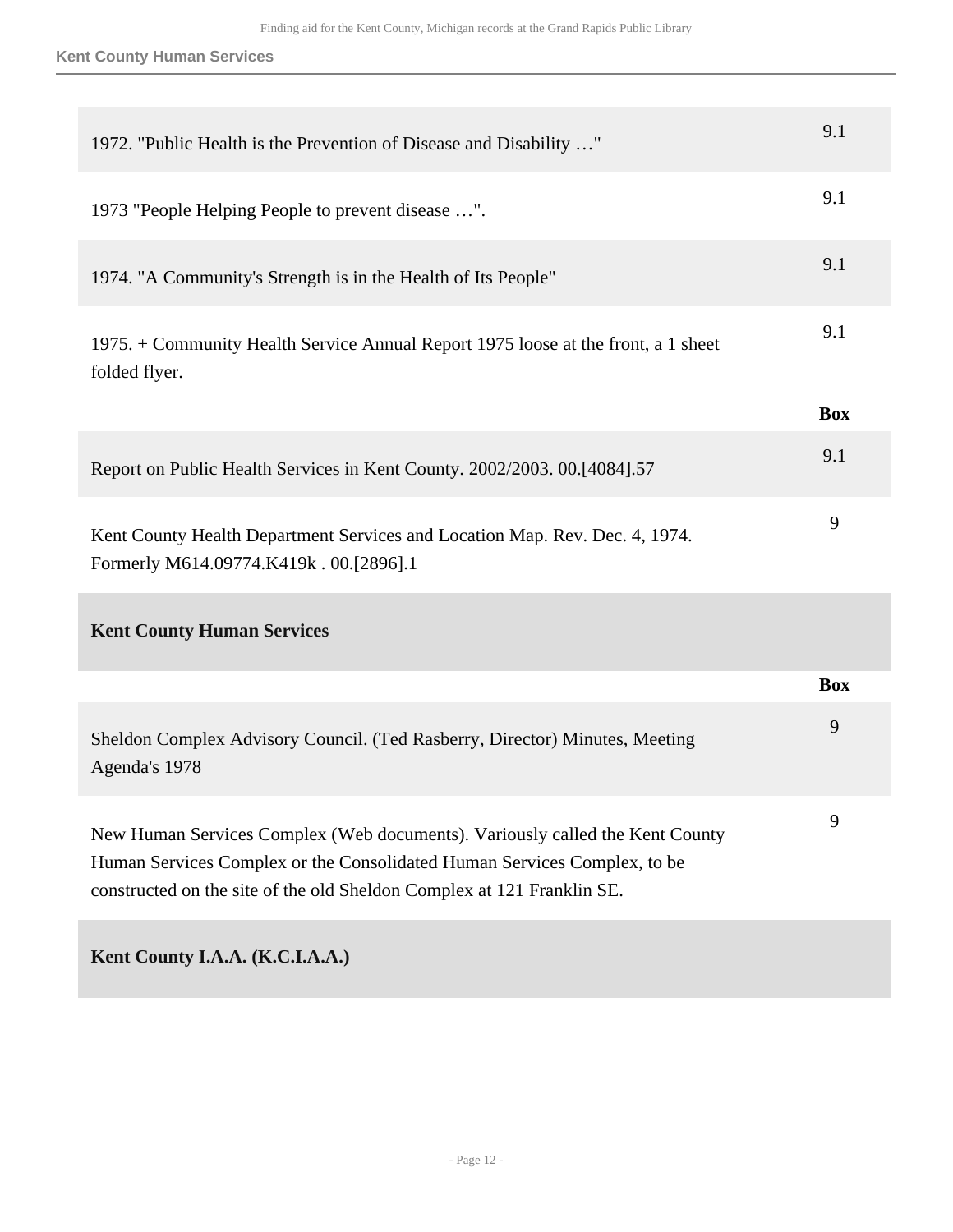| | |
|---|---|
| 1972. "Public Health is the Prevention of Disease and Disability …" | 9.1 |
| 1973 "People Helping People to prevent disease …". | 9.1 |
| 1974. "A Community's Strength is in the Health of Its People" | 9.1 |
| 1975. + Community Health Service Annual Report 1975 loose at the front, a 1 sheet folded flyer. | 9.1 |

| | Box |
|---|---|
| Report on Public Health Services in Kent County. 2002/2003. 00.[4084].57 | 9.1 |
| Kent County Health Department Services and Location Map. Rev. Dec. 4, 1974. Formerly M614.09774.K419k . 00.[2896].1 | 9 |

### Kent County Human Services

| | Box |
|---|---|
| Sheldon Complex Advisory Council. (Ted Rasberry, Director) Minutes, Meeting Agenda's 1978 | 9 |
| New Human Services Complex (Web documents). Variously called the Kent County Human Services Complex or the Consolidated Human Services Complex, to be constructed on the site of the old Sheldon Complex at 121 Franklin SE. | 9 |

### Kent County I.A.A. (K.C.I.A.A.)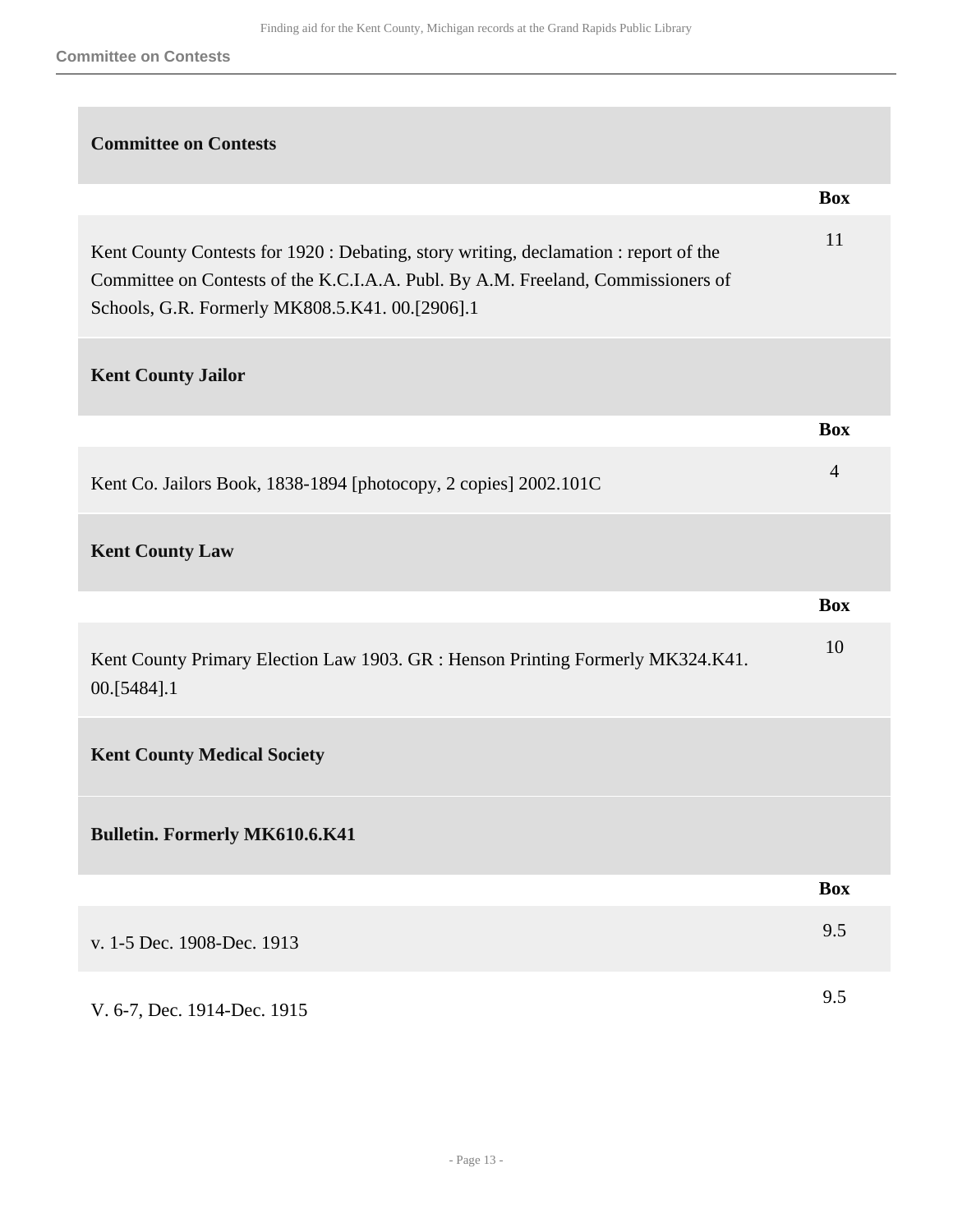### Committee on Contests

| | Box |
|---|---|
| Kent County Contests for 1920 : Debating, story writing, declamation : report of the Committee on Contests of the K.C.I.A.A. Publ. By A.M. Freeland, Commissioners of Schools, G.R. Formerly MK808.5.K41. 00.[2906].1 | 11 |

### Kent County Jailor

| | Box |
|---|---|
| Kent Co. Jailors Book, 1838-1894 [photocopy, 2 copies] 2002.101C | 4 |

### Kent County Law

| | Box |
|---|---|
| Kent County Primary Election Law 1903. GR : Henson Printing Formerly MK324.K41. 00.[5484].1 | 10 |

### Kent County Medical Society

#### Bulletin. Formerly MK610.6.K41

| | Box |
|---|---|
| v. 1-5 Dec. 1908-Dec. 1913 | 9.5 |
| V. 6-7, Dec. 1914-Dec. 1915 | 9.5 |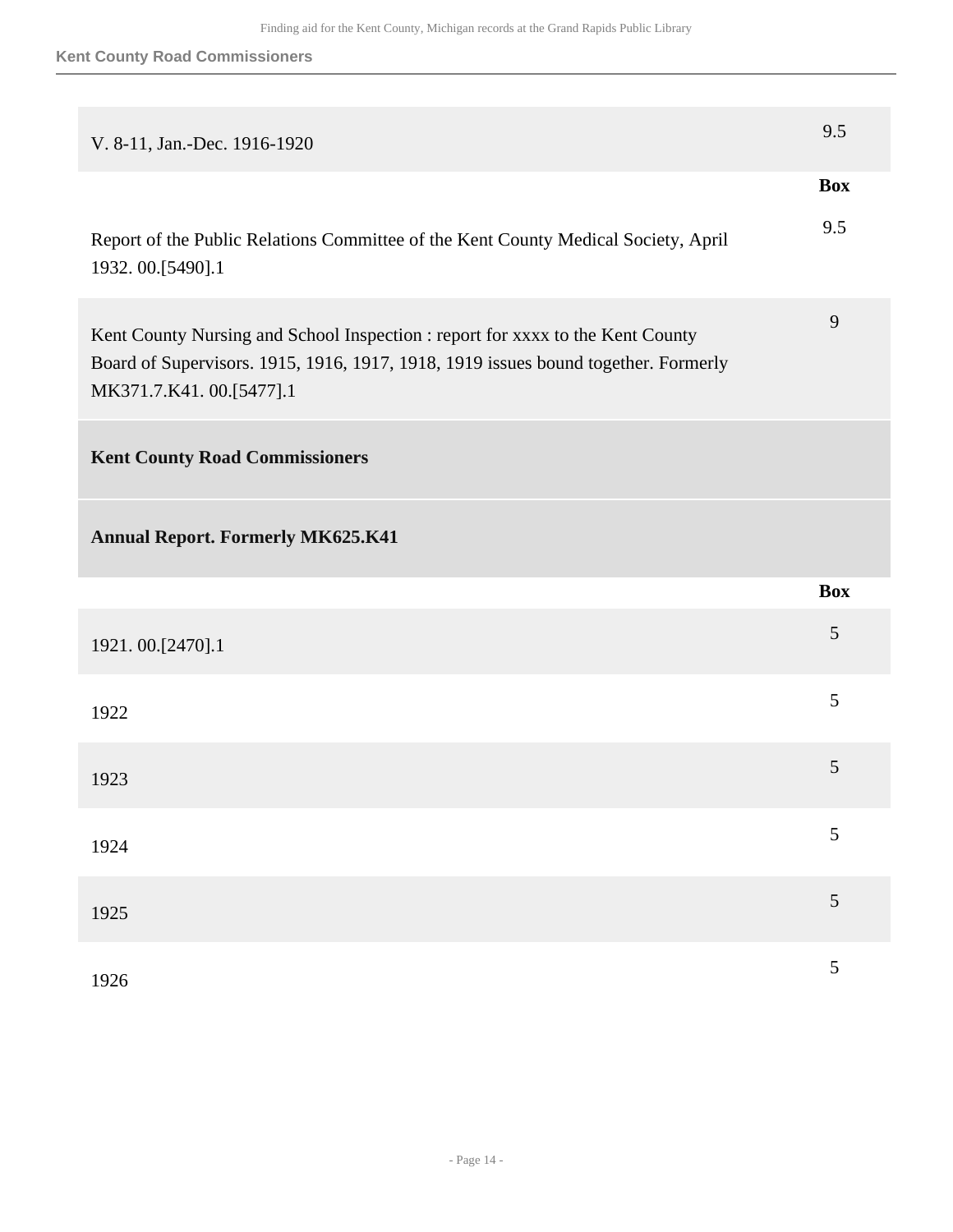| | Box |
|---|---|
| V. 8-11, Jan.-Dec. 1916-1920 | 9.5 |

| | Box |
|---|---|
| Report of the Public Relations Committee of the Kent County Medical Society, April 1932. 00.[5490].1 | 9.5 |
| Kent County Nursing and School Inspection : report for xxxx to the Kent County Board of Supervisors. 1915, 1916, 1917, 1918, 1919 issues bound together. Formerly MK371.7.K41. 00.[5477].1 | 9 |

**Kent County Road Commissioners**

**Annual Report. Formerly MK625.K41**

| | Box |
|---|---|
| 1921. 00.[2470].1 | 5 |
| 1922 | 5 |
| 1923 | 5 |
| 1924 | 5 |
| 1925 | 5 |
| 1926 | 5 |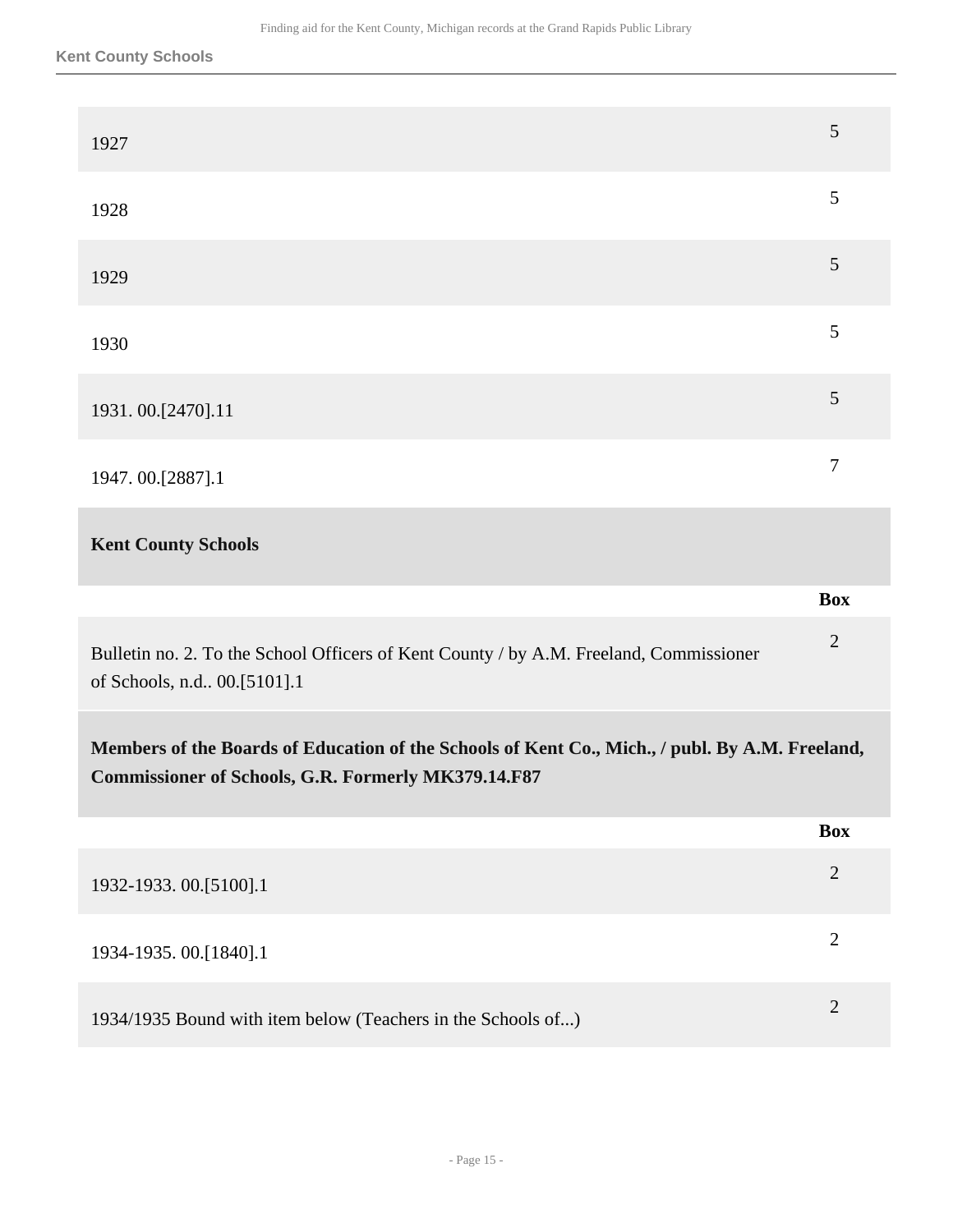| | Box |
|---|---|
| 1927 | 5 |
| 1928 | 5 |
| 1929 | 5 |
| 1930 | 5 |
| 1931. 00.[2470].11 | 5 |
| 1947. 00.[2887].1 | 7 |

### Kent County Schools

| | Box |
|---|---|
| Bulletin no. 2. To the School Officers of Kent County / by A.M. Freeland, Commissioner of Schools, n.d.. 00.[5101].1 | 2 |

### Members of the Boards of Education of the Schools of Kent Co., Mich., / publ. By A.M. Freeland, Commissioner of Schools, G.R. Formerly MK379.14.F87

| | Box |
|---|---|
| 1932-1933. 00.[5100].1 | 2 |
| 1934-1935. 00.[1840].1 | 2 |
| 1934/1935 Bound with item below (Teachers in the Schools of...) | 2 |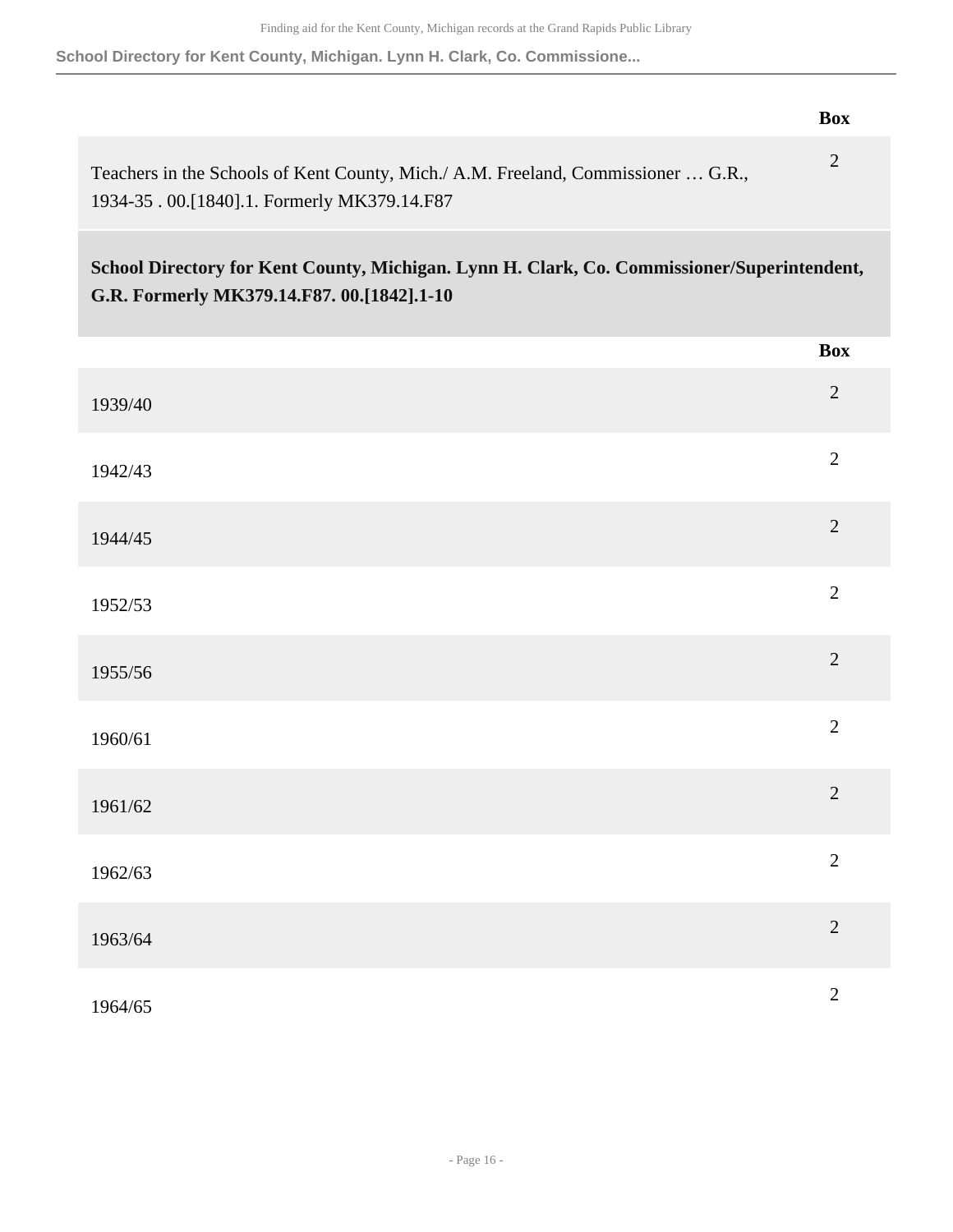| | Box |
|---|---|
| Teachers in the Schools of Kent County, Mich./ A.M. Freeland, Commissioner … G.R., 1934-35 . 00.[1840].1. Formerly MK379.14.F87 | 2 |

### School Directory for Kent County, Michigan. Lynn H. Clark, Co. Commissioner/Superintendent, G.R. Formerly MK379.14.F87. 00.[1842].1-10

| | Box |
|---|---|
| 1939/40 | 2 |
| 1942/43 | 2 |
| 1944/45 | 2 |
| 1952/53 | 2 |
| 1955/56 | 2 |
| 1960/61 | 2 |
| 1961/62 | 2 |
| 1962/63 | 2 |
| 1963/64 | 2 |
| 1964/65 | 2 |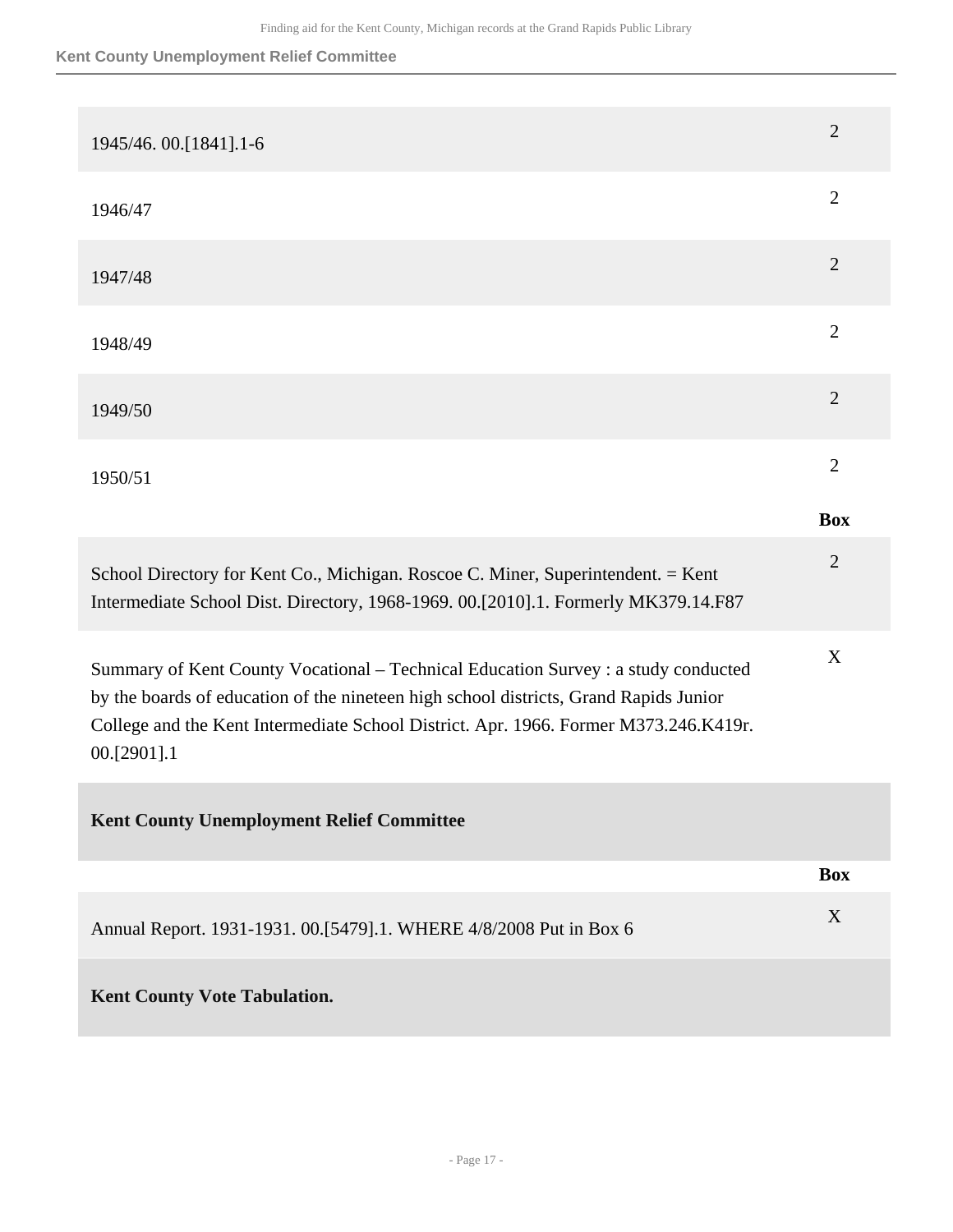| | |
|---|---|
| 1945/46. 00.[1841].1-6 | 2 |
| 1946/47 | 2 |
| 1947/48 | 2 |
| 1948/49 | 2 |
| 1949/50 | 2 |
| 1950/51 | 2 |

| | Box |
|---|---|
| School Directory for Kent Co., Michigan. Roscoe C. Miner, Superintendent. = Kent Intermediate School Dist. Directory, 1968-1969. 00.[2010].1. Formerly MK379.14.F87 | 2 |
| Summary of Kent County Vocational – Technical Education Survey : a study conducted by the boards of education of the nineteen high school districts, Grand Rapids Junior College and the Kent Intermediate School District. Apr. 1966. Former M373.246.K419r. 00.[2901].1 | X |

**Kent County Unemployment Relief Committee**

| | Box |
|---|---|
| Annual Report. 1931-1931. 00.[5479].1. WHERE 4/8/2008 Put in Box 6 | X |

**Kent County Vote Tabulation.**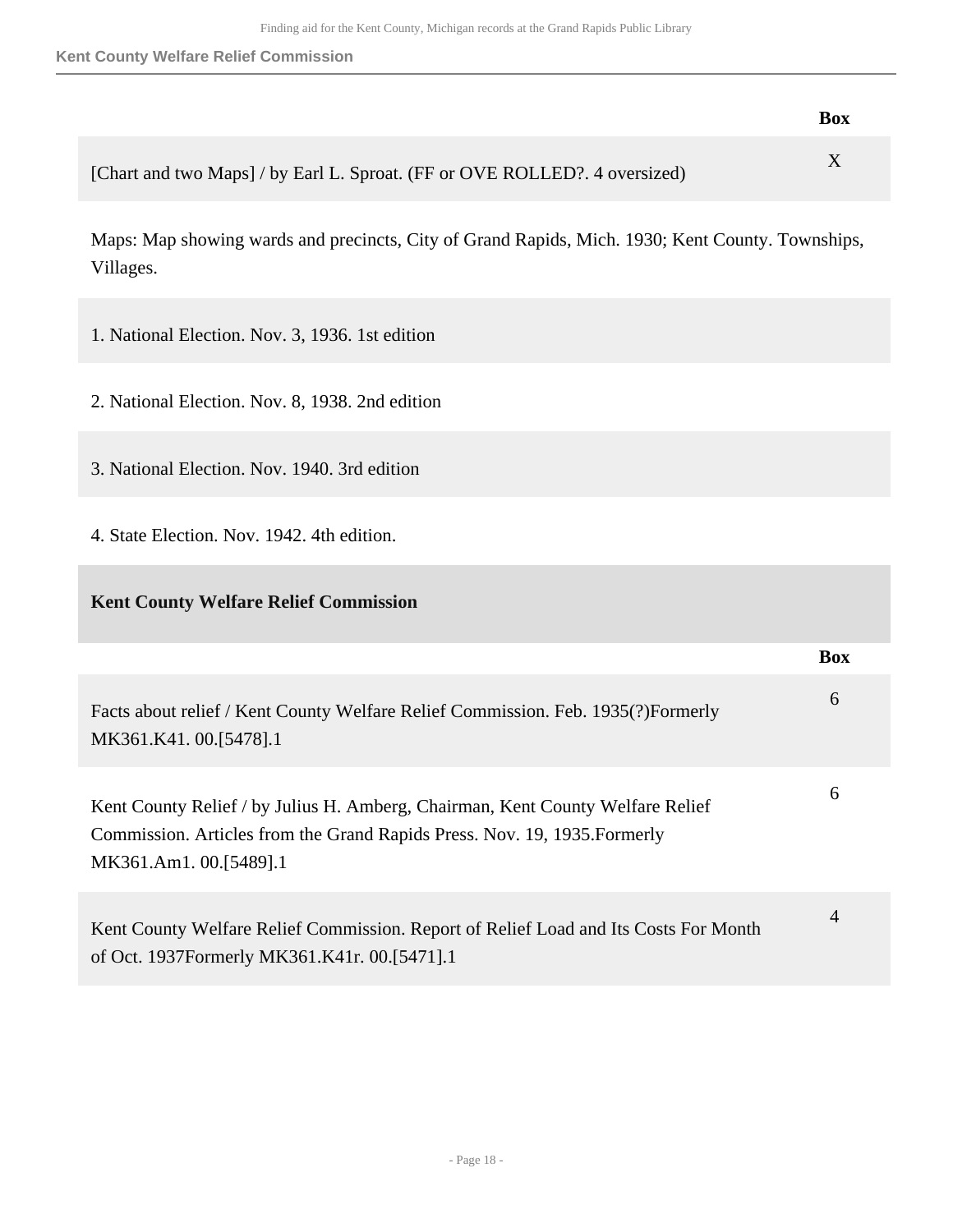| | Box |
|---|---|
| [Chart and two Maps] / by Earl L. Sproat. (FF or OVE ROLLED?. 4 oversized) | X |

Maps: Map showing wards and precincts, City of Grand Rapids, Mich. 1930; Kent County. Townships, Villages.

1. National Election. Nov. 3, 1936. 1st edition

2. National Election. Nov. 8, 1938. 2nd edition

3. National Election. Nov. 1940. 3rd edition

4. State Election. Nov. 1942. 4th edition.

### Kent County Welfare Relief Commission

| | Box |
|---|---|
| Facts about relief / Kent County Welfare Relief Commission. Feb. 1935(?)Formerly MK361.K41. 00.[5478].1 | 6 |
| Kent County Relief / by Julius H. Amberg, Chairman, Kent County Welfare Relief Commission. Articles from the Grand Rapids Press. Nov. 19, 1935.Formerly MK361.Am1. 00.[5489].1 | 6 |
| Kent County Welfare Relief Commission. Report of Relief Load and Its Costs For Month of Oct. 1937Formerly MK361.K41r. 00.[5471].1 | 4 |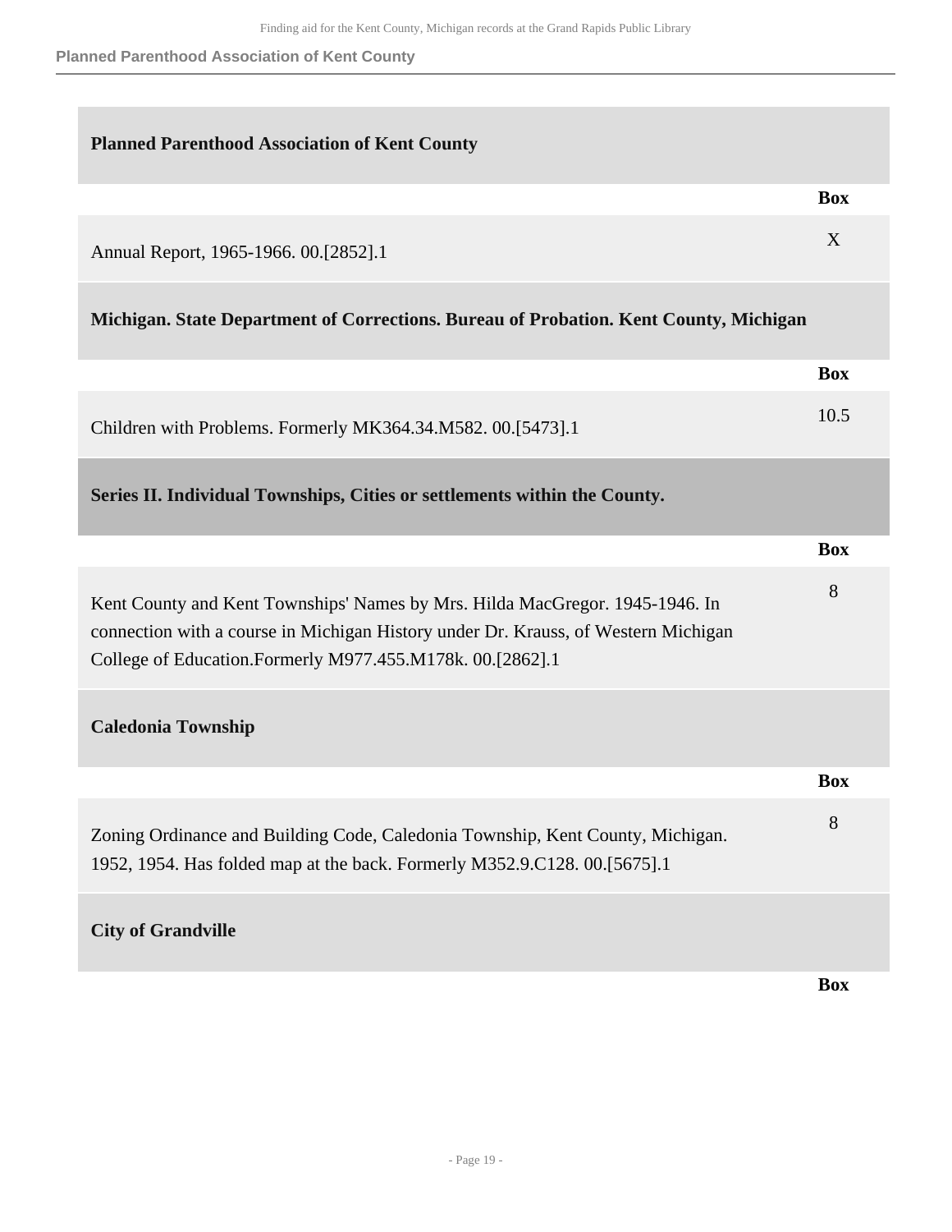### Planned Parenthood Association of Kent County

| | Box |
|---|---|
| Annual Report, 1965-1966. 00.[2852].1 | X |

### Michigan. State Department of Corrections. Bureau of Probation. Kent County, Michigan

| | Box |
|---|---|
| Children with Problems. Formerly MK364.34.M582. 00.[5473].1 | 10.5 |

## Series II. Individual Townships, Cities or settlements within the County.

| | Box |
|---|---|
| Kent County and Kent Townships' Names by Mrs. Hilda MacGregor. 1945-1946. In connection with a course in Michigan History under Dr. Krauss, of Western Michigan College of Education.Formerly M977.455.M178k. 00.[2862].1 | 8 |

### Caledonia Township

| | Box |
|---|---|
| Zoning Ordinance and Building Code, Caledonia Township, Kent County, Michigan. 1952, 1954. Has folded map at the back. Formerly M352.9.C128. 00.[5675].1 | 8 |

### City of Grandville

| | Box |
|---|---|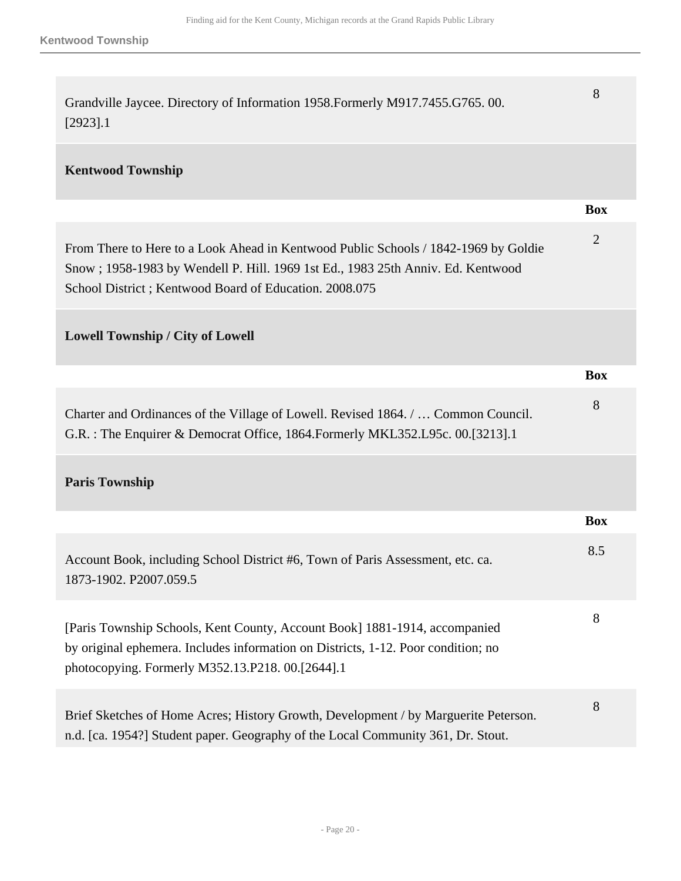| | |
|---|---|
| Grandville Jaycee. Directory of Information 1958.Formerly M917.7455.G765. 00.[2923].1 | 8 |

**Kentwood Township**

| | Box |
|---|---|
| From There to Here to a Look Ahead in Kentwood Public Schools / 1842-1969 by Goldie Snow ; 1958-1983 by Wendell P. Hill. 1969 1st Ed., 1983 25th Anniv. Ed. Kentwood School District ; Kentwood Board of Education. 2008.075 | 2 |

**Lowell Township / City of Lowell**

| | Box |
|---|---|
| Charter and Ordinances of the Village of Lowell. Revised 1864. / … Common Council. G.R. : The Enquirer & Democrat Office, 1864.Formerly MKL352.L95c. 00.[3213].1 | 8 |

**Paris Township**

| | Box |
|---|---|
| Account Book, including School District #6, Town of Paris Assessment, etc. ca. 1873-1902. P2007.059.5 | 8.5 |
| [Paris Township Schools, Kent County, Account Book] 1881-1914, accompanied by original ephemera. Includes information on Districts, 1-12. Poor condition; no photocopying. Formerly M352.13.P218. 00.[2644].1 | 8 |
| Brief Sketches of Home Acres; History Growth, Development / by Marguerite Peterson. n.d. [ca. 1954?] Student paper. Geography of the Local Community 361, Dr. Stout. | 8 |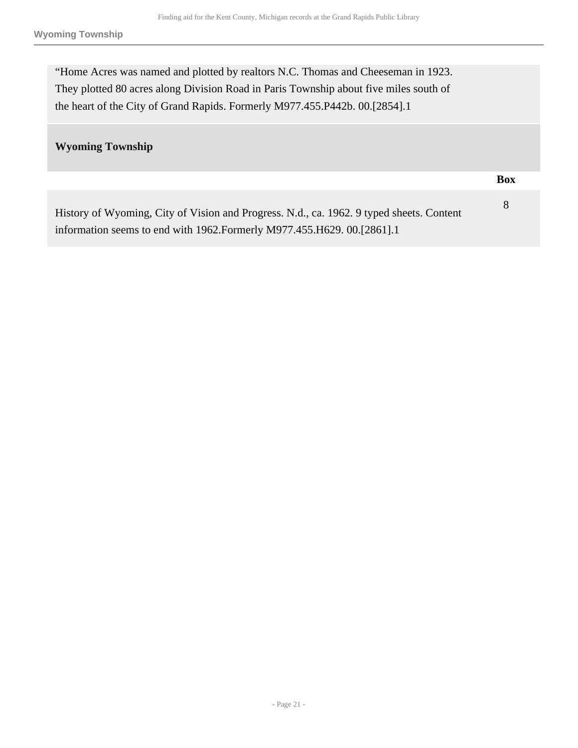“Home Acres was named and plotted by realtors N.C. Thomas and Cheeseman in 1923. They plotted 80 acres along Division Road in Paris Township about five miles south of the heart of the City of Grand Rapids. Formerly M977.455.P442b. 00.[2854].1

### Wyoming Township

| | Box |
|---|---|
| History of Wyoming, City of Vision and Progress. N.d., ca. 1962. 9 typed sheets. Content information seems to end with 1962.Formerly M977.455.H629. 00.[2861].1 | 8 |